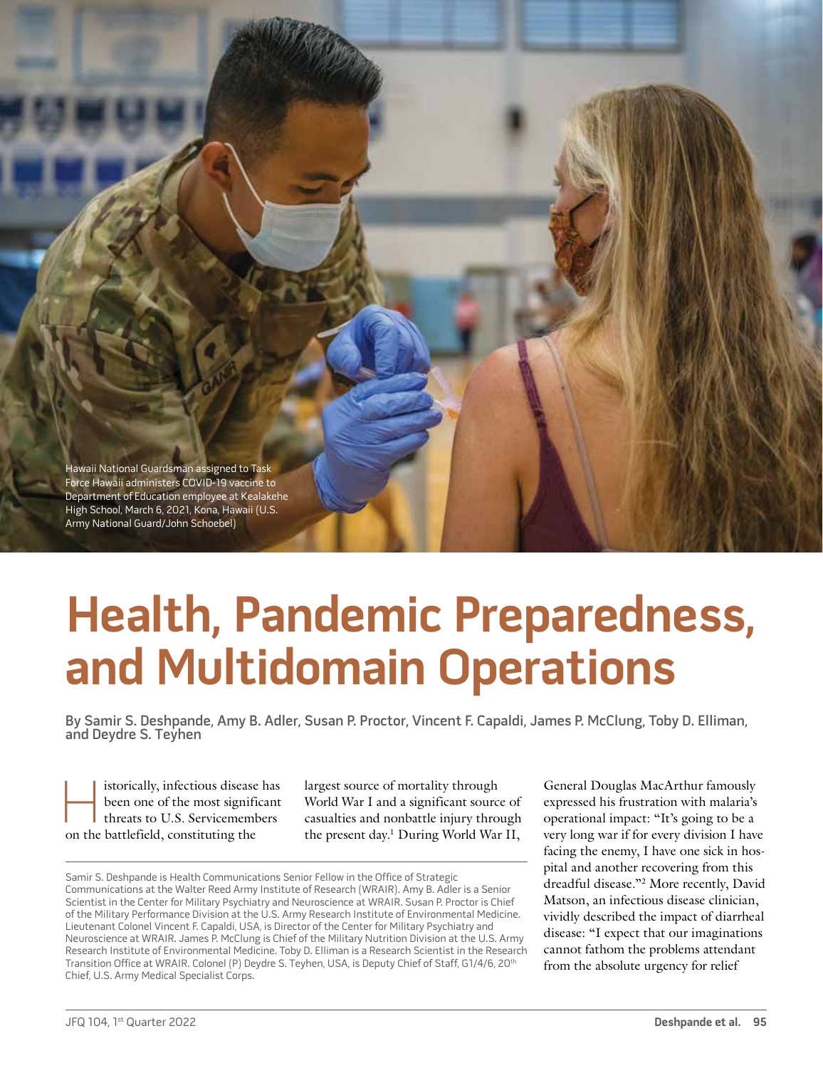Hawaii National Guardsman assigned to Task Force Hawaii administers COVID-19 vaccine to Department of Education employee at Kealakehe High School, March 6, 2021, Kona, Hawaii (U.S. Army National Guard/John Schoebel)

# Health, Pandemic Preparedness, and Multidomain Operations

By Samir S. Deshpande, Amy B. Adler, Susan P. Proctor, Vincent F. Capaldi, James P. McClung, Toby D. Elliman, and Deydre S. Teyhen

Historically, infectious disease has been one of the most significant threats to U.S. Servicemembers on the battlefield, constituting the largest source of mortality through World War I and a significant source of casualties and nonbattle injury through the present day.[1] During World War II, General Douglas MacArthur famously expressed his frustration with malaria's operational impact: "It's going to be a very long war if for every division I have facing the enemy, I have one sick in hospital and another recovering from this dreadful disease."[2] More recently, David Matson, an infectious disease clinician, vividly described the impact of diarrheal disease: "I expect that our imaginations cannot fathom the problems attendant from the absolute urgency for relief

Samir S. Deshpande is Health Communications Senior Fellow in the Office of Strategic Communications at the Walter Reed Army Institute of Research (WRAIR). Amy B. Adler is a Senior Scientist in the Center for Military Psychiatry and Neuroscience at WRAIR. Susan P. Proctor is Chief of the Military Performance Division at the U.S. Army Research Institute of Environmental Medicine. Lieutenant Colonel Vincent F. Capaldi, USA, is Director of the Center for Military Psychiatry and Neuroscience at WRAIR. James P. McClung is Chief of the Military Nutrition Division at the U.S. Army Research Institute of Environmental Medicine. Toby D. Elliman is a Research Scientist in the Research Transition Office at WRAIR. Colonel (P) Deydre S. Teyhen, USA, is Deputy Chief of Staff, G1/4/6, 20th Chief, U.S. Army Medical Specialist Corps.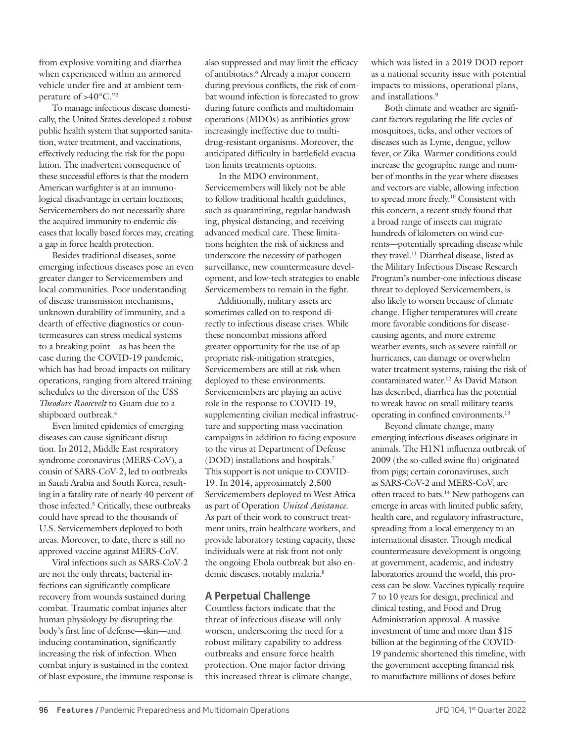from explosive vomiting and diarrhea when experienced within an armored vehicle under fire and at ambient temperature of >40°C."[3]

To manage infectious disease domestically, the United States developed a robust public health system that supported sanitation, water treatment, and vaccinations, effectively reducing the risk for the population. The inadvertent consequence of these successful efforts is that the modern American warfighter is at an immunological disadvantage in certain locations; Servicemembers do not necessarily share the acquired immunity to endemic diseases that locally based forces may, creating a gap in force health protection.

Besides traditional diseases, some emerging infectious diseases pose an even greater danger to Servicemembers and local communities. Poor understanding of disease transmission mechanisms, unknown durability of immunity, and a dearth of effective diagnostics or countermeasures can stress medical systems to a breaking point—as has been the case during the COVID-19 pandemic, which has had broad impacts on military operations, ranging from altered training schedules to the diversion of the USS *Theodore Roosevelt* to Guam due to a shipboard outbreak.[4]

Even limited epidemics of emerging diseases can cause significant disruption. In 2012, Middle East respiratory syndrome coronavirus (MERS-CoV), a cousin of SARS-CoV-2, led to outbreaks in Saudi Arabia and South Korea, resulting in a fatality rate of nearly 40 percent of those infected.[5] Critically, these outbreaks could have spread to the thousands of U.S. Servicemembers deployed to both areas. Moreover, to date, there is still no approved vaccine against MERS-CoV.

Viral infections such as SARS-CoV-2 are not the only threats; bacterial infections can significantly complicate recovery from wounds sustained during combat. Traumatic combat injuries alter human physiology by disrupting the body's first line of defense—skin—and inducing contamination, significantly increasing the risk of infection. When combat injury is sustained in the context of blast exposure, the immune response is also suppressed and may limit the efficacy of antibiotics.[6] Already a major concern during previous conflicts, the risk of combat wound infection is forecasted to grow during future conflicts and multidomain operations (MDOs) as antibiotics grow increasingly ineffective due to multidrug-resistant organisms. Moreover, the anticipated difficulty in battlefield evacuation limits treatments options.

In the MDO environment, Servicemembers will likely not be able to follow traditional health guidelines, such as quarantining, regular handwashing, physical distancing, and receiving advanced medical care. These limitations heighten the risk of sickness and underscore the necessity of pathogen surveillance, new countermeasure development, and low-tech strategies to enable Servicemembers to remain in the fight.

Additionally, military assets are sometimes called on to respond directly to infectious disease crises. While these noncombat missions afford greater opportunity for the use of appropriate risk-mitigation strategies, Servicemembers are still at risk when deployed to these environments. Servicemembers are playing an active role in the response to COVID-19, supplementing civilian medical infrastructure and supporting mass vaccination campaigns in addition to facing exposure to the virus at Department of Defense (DOD) installations and hospitals.[7] This support is not unique to COVID-19. In 2014, approximately 2,500 Servicemembers deployed to West Africa as part of Operation *United Assistance*. As part of their work to construct treatment units, train healthcare workers, and provide laboratory testing capacity, these individuals were at risk from not only the ongoing Ebola outbreak but also endemic diseases, notably malaria.[8]

## A Perpetual Challenge

Countless factors indicate that the threat of infectious disease will only worsen, underscoring the need for a robust military capability to address outbreaks and ensure force health protection. One major factor driving this increased threat is climate change, which was listed in a 2019 DOD report as a national security issue with potential impacts to missions, operational plans, and installations.[9]

Both climate and weather are significant factors regulating the life cycles of mosquitoes, ticks, and other vectors of diseases such as Lyme, dengue, yellow fever, or Zika. Warmer conditions could increase the geographic range and number of months in the year where diseases and vectors are viable, allowing infection to spread more freely.[10] Consistent with this concern, a recent study found that a broad range of insects can migrate hundreds of kilometers on wind currents—potentially spreading disease while they travel.[11] Diarrheal disease, listed as the Military Infectious Disease Research Program's number-one infectious disease threat to deployed Servicemembers, is also likely to worsen because of climate change. Higher temperatures will create more favorable conditions for disease-causing agents, and more extreme weather events, such as severe rainfall or hurricanes, can damage or overwhelm water treatment systems, raising the risk of contaminated water.[12] As David Matson has described, diarrhea has the potential to wreak havoc on small military teams operating in confined environments.[13]

Beyond climate change, many emerging infectious diseases originate in animals. The H1N1 influenza outbreak of 2009 (the so-called swine flu) originated from pigs; certain coronaviruses, such as SARS-CoV-2 and MERS-CoV, are often traced to bats.[14] New pathogens can emerge in areas with limited public safety, health care, and regulatory infrastructure, spreading from a local emergency to an international disaster. Though medical countermeasure development is ongoing at government, academic, and industry laboratories around the world, this process can be slow. Vaccines typically require 7 to 10 years for design, preclinical and clinical testing, and Food and Drug Administration approval. A massive investment of time and more than $15 billion at the beginning of the COVID-19 pandemic shortened this timeline, with the government accepting financial risk to manufacture millions of doses before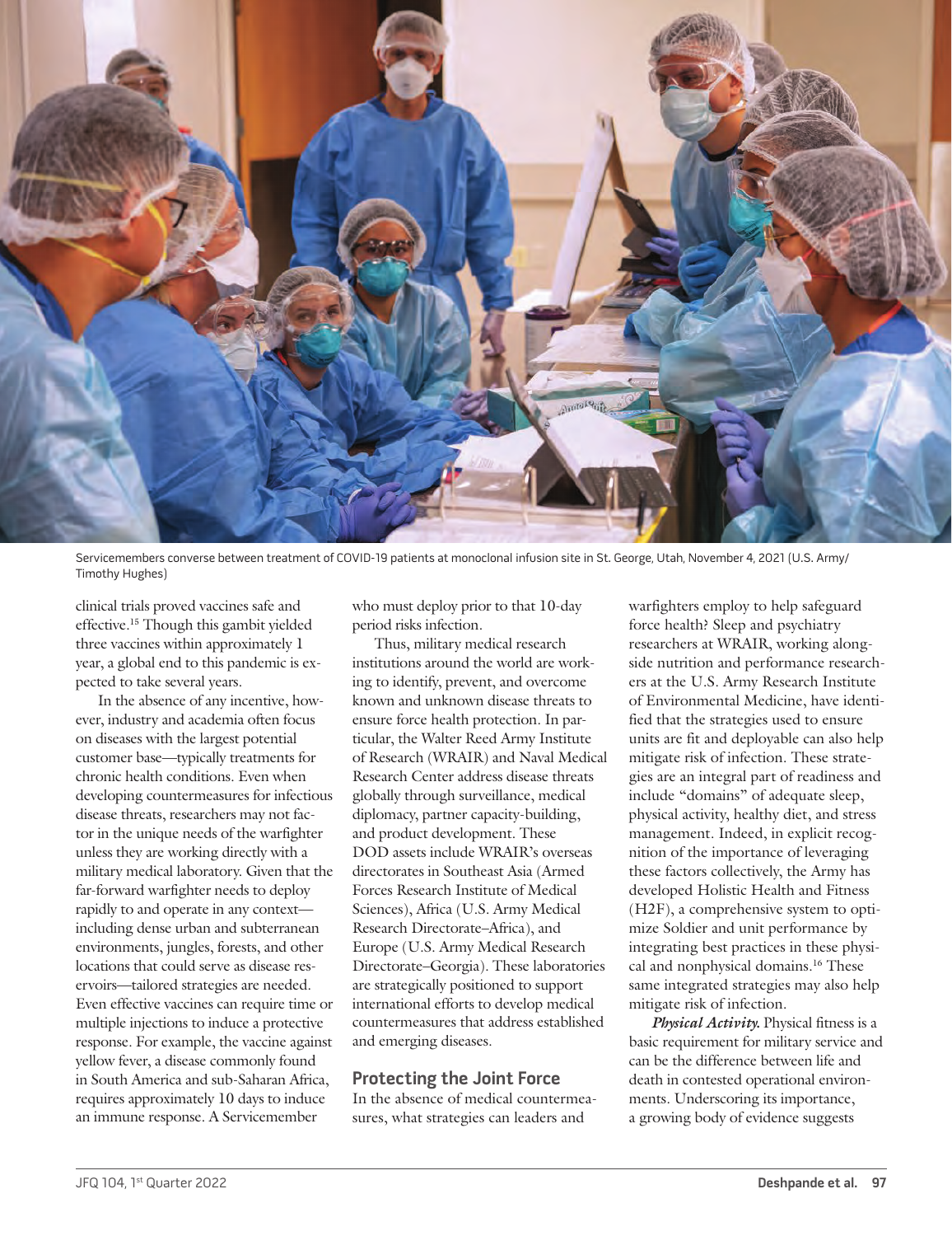Servicemembers converse between treatment of COVID-19 patients at monoclonal infusion site in St. George, Utah, November 4, 2021 (U.S. Army/Timothy Hughes)

clinical trials proved vaccines safe and effective.[15] Though this gambit yielded three vaccines within approximately 1 year, a global end to this pandemic is expected to take several years.

In the absence of any incentive, however, industry and academia often focus on diseases with the largest potential customer base—typically treatments for chronic health conditions. Even when developing countermeasures for infectious disease threats, researchers may not factor in the unique needs of the warfighter unless they are working directly with a military medical laboratory. Given that the far-forward warfighter needs to deploy rapidly to and operate in any context—including dense urban and subterranean environments, jungles, forests, and other locations that could serve as disease reservoirs—tailored strategies are needed. Even effective vaccines can require time or multiple injections to induce a protective response. For example, the vaccine against yellow fever, a disease commonly found in South America and sub-Saharan Africa, requires approximately 10 days to induce an immune response. A Servicemember who must deploy prior to that 10-day period risks infection.

Thus, military medical research institutions around the world are working to identify, prevent, and overcome known and unknown disease threats to ensure force health protection. In particular, the Walter Reed Army Institute of Research (WRAIR) and Naval Medical Research Center address disease threats globally through surveillance, medical diplomacy, partner capacity-building, and product development. These DOD assets include WRAIR's overseas directorates in Southeast Asia (Armed Forces Research Institute of Medical Sciences), Africa (U.S. Army Medical Research Directorate–Africa), and Europe (U.S. Army Medical Research Directorate–Georgia). These laboratories are strategically positioned to support international efforts to develop medical countermeasures that address established and emerging diseases.

## Protecting the Joint Force

In the absence of medical countermeasures, what strategies can leaders and warfighters employ to help safeguard force health? Sleep and psychiatry researchers at WRAIR, working alongside nutrition and performance researchers at the U.S. Army Research Institute of Environmental Medicine, have identified that the strategies used to ensure units are fit and deployable can also help mitigate risk of infection. These strategies are an integral part of readiness and include "domains" of adequate sleep, physical activity, healthy diet, and stress management. Indeed, in explicit recognition of the importance of leveraging these factors collectively, the Army has developed Holistic Health and Fitness (H2F), a comprehensive system to optimize Soldier and unit performance by integrating best practices in these physical and nonphysical domains.[16] These same integrated strategies may also help mitigate risk of infection.

***Physical Activity.*** Physical fitness is a basic requirement for military service and can be the difference between life and death in contested operational environments. Underscoring its importance, a growing body of evidence suggests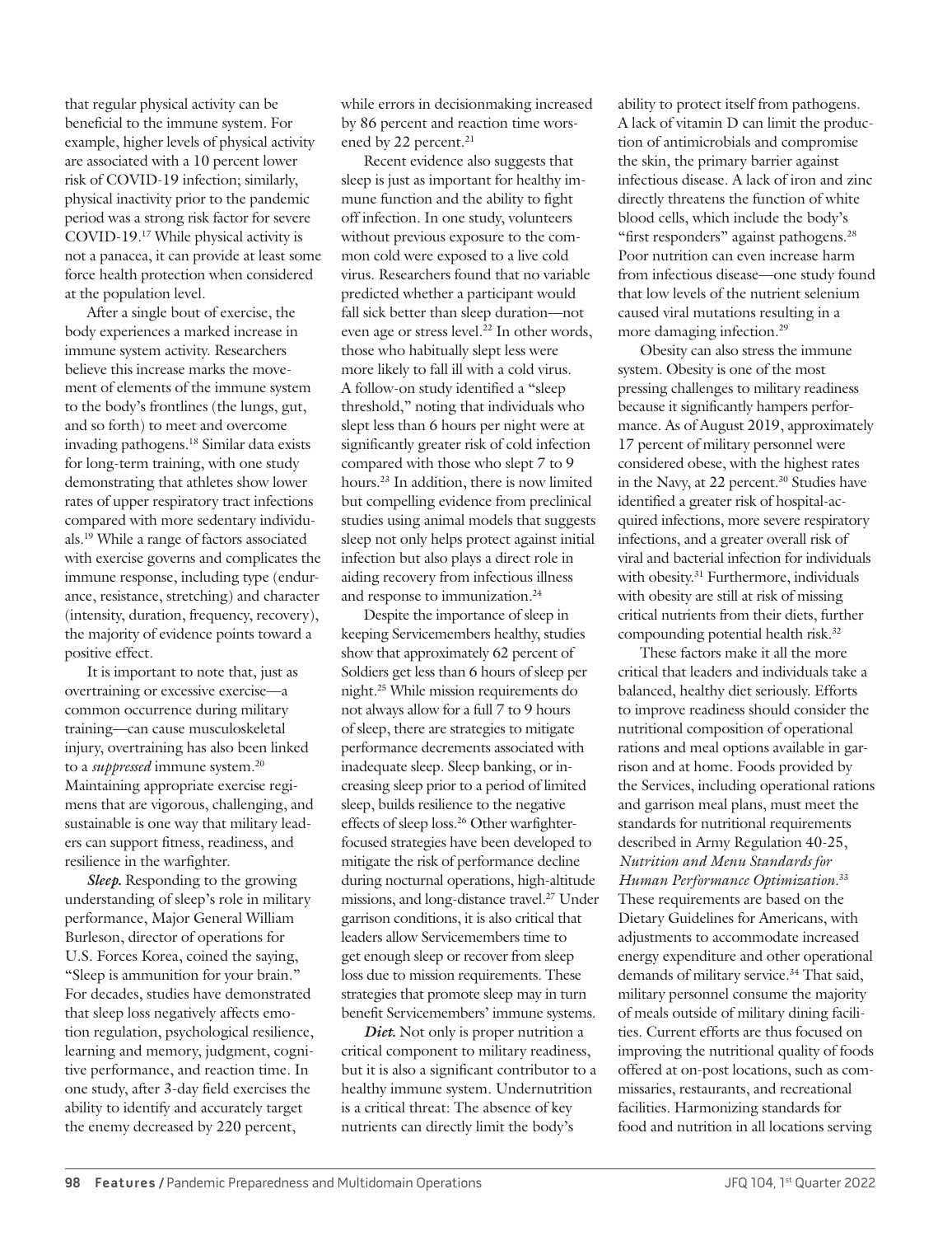that regular physical activity can be beneficial to the immune system. For example, higher levels of physical activity are associated with a 10 percent lower risk of COVID-19 infection; similarly, physical inactivity prior to the pandemic period was a strong risk factor for severe COVID-19.[17] While physical activity is not a panacea, it can provide at least some force health protection when considered at the population level.

After a single bout of exercise, the body experiences a marked increase in immune system activity. Researchers believe this increase marks the movement of elements of the immune system to the body's frontlines (the lungs, gut, and so forth) to meet and overcome invading pathogens.[18] Similar data exists for long-term training, with one study demonstrating that athletes show lower rates of upper respiratory tract infections compared with more sedentary individuals.[19] While a range of factors associated with exercise governs and complicates the immune response, including type (endurance, resistance, stretching) and character (intensity, duration, frequency, recovery), the majority of evidence points toward a positive effect.

It is important to note that, just as overtraining or excessive exercise—a common occurrence during military training—can cause musculoskeletal injury, overtraining has also been linked to a *suppressed* immune system.[20] Maintaining appropriate exercise regimens that are vigorous, challenging, and sustainable is one way that military leaders can support fitness, readiness, and resilience in the warfighter.

***Sleep.*** Responding to the growing understanding of sleep's role in military performance, Major General William Burleson, director of operations for U.S. Forces Korea, coined the saying, "Sleep is ammunition for your brain." For decades, studies have demonstrated that sleep loss negatively affects emotion regulation, psychological resilience, learning and memory, judgment, cognitive performance, and reaction time. In one study, after 3-day field exercises the ability to identify and accurately target the enemy decreased by 220 percent, while errors in decisionmaking increased by 86 percent and reaction time worsened by 22 percent.[21]

Recent evidence also suggests that sleep is just as important for healthy immune function and the ability to fight off infection. In one study, volunteers without previous exposure to the common cold were exposed to a live cold virus. Researchers found that no variable predicted whether a participant would fall sick better than sleep duration—not even age or stress level.[22] In other words, those who habitually slept less were more likely to fall ill with a cold virus. A follow-on study identified a "sleep threshold," noting that individuals who slept less than 6 hours per night were at significantly greater risk of cold infection compared with those who slept 7 to 9 hours.[23] In addition, there is now limited but compelling evidence from preclinical studies using animal models that suggests sleep not only helps protect against initial infection but also plays a direct role in aiding recovery from infectious illness and response to immunization.[24]

Despite the importance of sleep in keeping Servicemembers healthy, studies show that approximately 62 percent of Soldiers get less than 6 hours of sleep per night.[25] While mission requirements do not always allow for a full 7 to 9 hours of sleep, there are strategies to mitigate performance decrements associated with inadequate sleep. Sleep banking, or increasing sleep prior to a period of limited sleep, builds resilience to the negative effects of sleep loss.[26] Other warfighter-focused strategies have been developed to mitigate the risk of performance decline during nocturnal operations, high-altitude missions, and long-distance travel.[27] Under garrison conditions, it is also critical that leaders allow Servicemembers time to get enough sleep or recover from sleep loss due to mission requirements. These strategies that promote sleep may in turn benefit Servicemembers' immune systems.

***Diet.*** Not only is proper nutrition a critical component to military readiness, but it is also a significant contributor to a healthy immune system. Undernutrition is a critical threat: The absence of key nutrients can directly limit the body's ability to protect itself from pathogens. A lack of vitamin D can limit the production of antimicrobials and compromise the skin, the primary barrier against infectious disease. A lack of iron and zinc directly threatens the function of white blood cells, which include the body's "first responders" against pathogens.[28] Poor nutrition can even increase harm from infectious disease—one study found that low levels of the nutrient selenium caused viral mutations resulting in a more damaging infection.[29]

Obesity can also stress the immune system. Obesity is one of the most pressing challenges to military readiness because it significantly hampers performance. As of August 2019, approximately 17 percent of military personnel were considered obese, with the highest rates in the Navy, at 22 percent.[30] Studies have identified a greater risk of hospital-acquired infections, more severe respiratory infections, and a greater overall risk of viral and bacterial infection for individuals with obesity.[31] Furthermore, individuals with obesity are still at risk of missing critical nutrients from their diets, further compounding potential health risk.[32]

These factors make it all the more critical that leaders and individuals take a balanced, healthy diet seriously. Efforts to improve readiness should consider the nutritional composition of operational rations and meal options available in garrison and at home. Foods provided by the Services, including operational rations and garrison meal plans, must meet the standards for nutritional requirements described in Army Regulation 40-25, *Nutrition and Menu Standards for Human Performance Optimization*.[33] These requirements are based on the Dietary Guidelines for Americans, with adjustments to accommodate increased energy expenditure and other operational demands of military service.[34] That said, military personnel consume the majority of meals outside of military dining facilities. Current efforts are thus focused on improving the nutritional quality of foods offered at on-post locations, such as commissaries, restaurants, and recreational facilities. Harmonizing standards for food and nutrition in all locations serving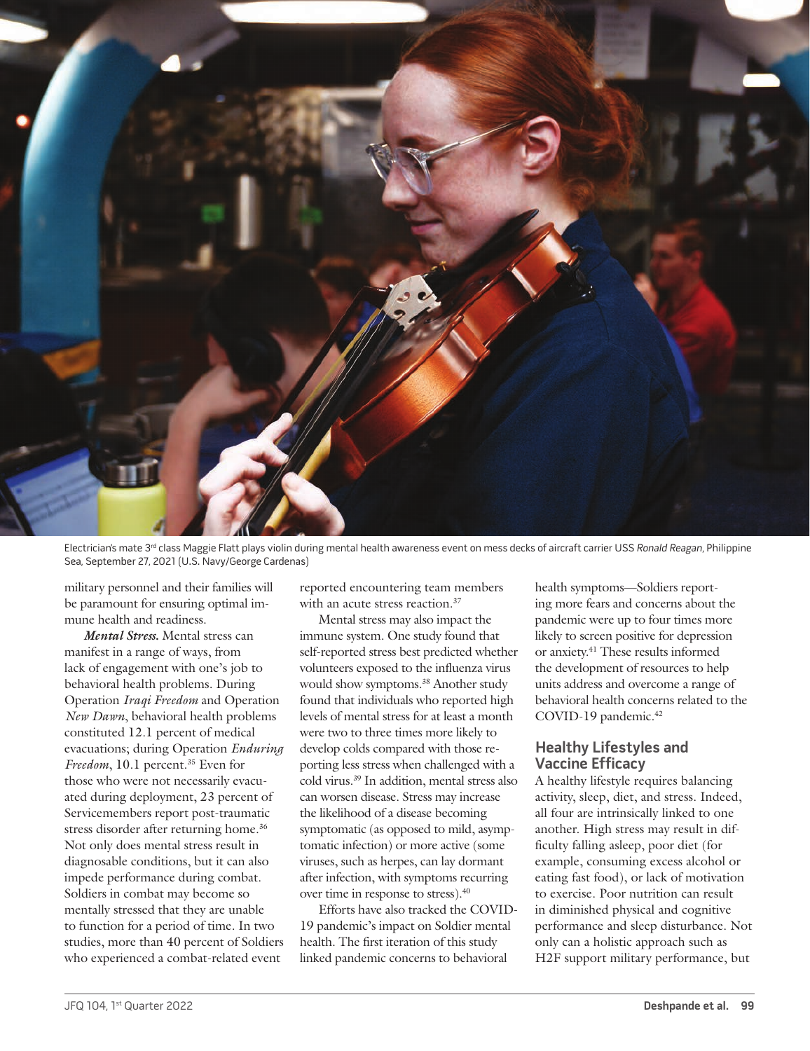Electrician's mate 3rd class Maggie Flatt plays violin during mental health awareness event on mess decks of aircraft carrier USS *Ronald Reagan*, Philippine Sea, September 27, 2021 (U.S. Navy/George Cardenas)

military personnel and their families will be paramount for ensuring optimal immune health and readiness.

***Mental Stress.*** Mental stress can manifest in a range of ways, from lack of engagement with one's job to behavioral health problems. During Operation *Iraqi Freedom* and Operation *New Dawn*, behavioral health problems constituted 12.1 percent of medical evacuations; during Operation *Enduring Freedom*, 10.1 percent.[35] Even for those who were not necessarily evacuated during deployment, 23 percent of Servicemembers report post-traumatic stress disorder after returning home.[36] Not only does mental stress result in diagnosable conditions, but it can also impede performance during combat. Soldiers in combat may become so mentally stressed that they are unable to function for a period of time. In two studies, more than 40 percent of Soldiers who experienced a combat-related event reported encountering team members with an acute stress reaction.[37]

Mental stress may also impact the immune system. One study found that self-reported stress best predicted whether volunteers exposed to the influenza virus would show symptoms.[38] Another study found that individuals who reported high levels of mental stress for at least a month were two to three times more likely to develop colds compared with those reporting less stress when challenged with a cold virus.[39] In addition, mental stress also can worsen disease. Stress may increase the likelihood of a disease becoming symptomatic (as opposed to mild, asymptomatic infection) or more active (some viruses, such as herpes, can lay dormant after infection, with symptoms recurring over time in response to stress).[40]

Efforts have also tracked the COVID-19 pandemic's impact on Soldier mental health. The first iteration of this study linked pandemic concerns to behavioral health symptoms—Soldiers reporting more fears and concerns about the pandemic were up to four times more likely to screen positive for depression or anxiety.[41] These results informed the development of resources to help units address and overcome a range of behavioral health concerns related to the COVID-19 pandemic.[42]

## Healthy Lifestyles and Vaccine Efficacy

A healthy lifestyle requires balancing activity, sleep, diet, and stress. Indeed, all four are intrinsically linked to one another. High stress may result in difficulty falling asleep, poor diet (for example, consuming excess alcohol or eating fast food), or lack of motivation to exercise. Poor nutrition can result in diminished physical and cognitive performance and sleep disturbance. Not only can a holistic approach such as H2F support military performance, but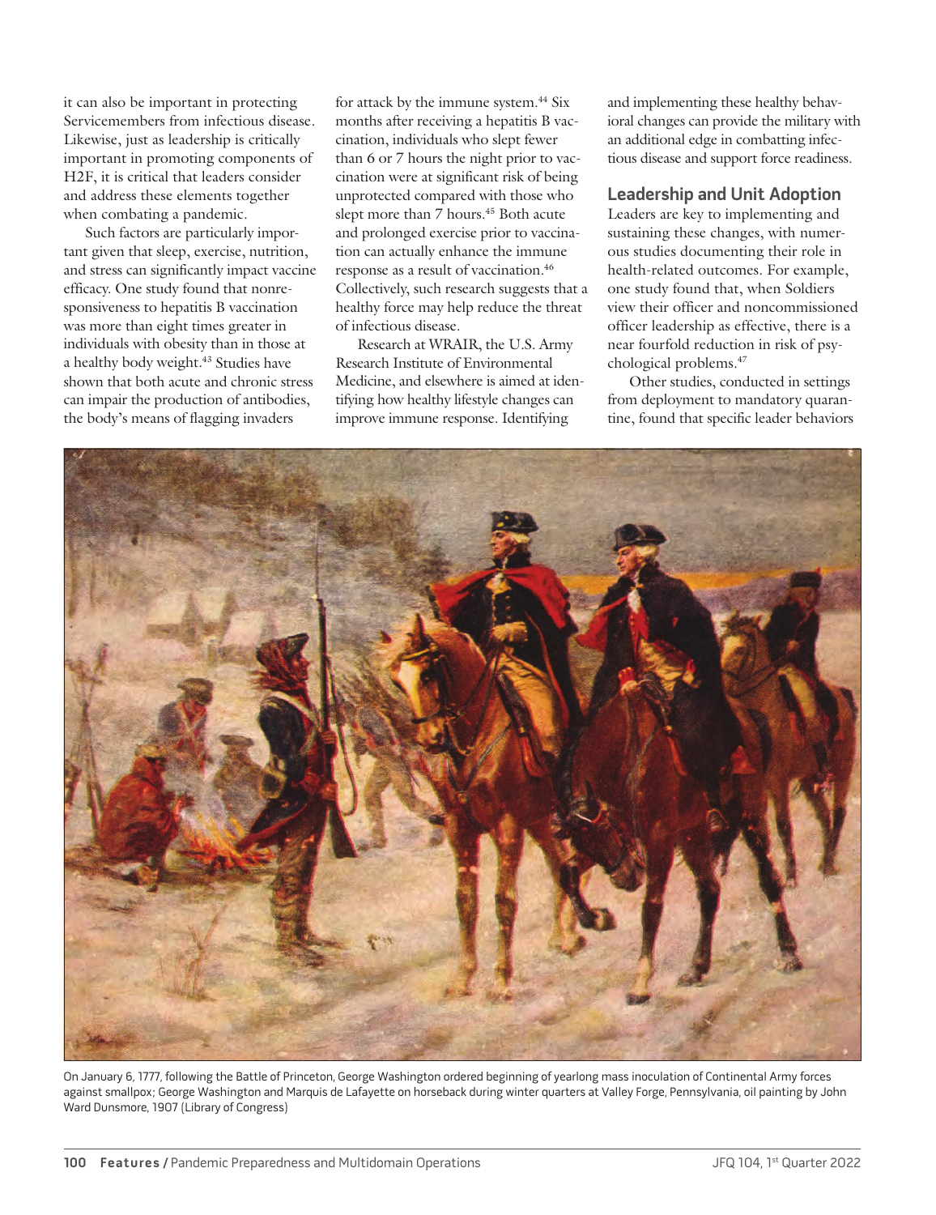it can also be important in protecting Servicemembers from infectious disease. Likewise, just as leadership is critically important in promoting components of H2F, it is critical that leaders consider and address these elements together when combating a pandemic.

Such factors are particularly important given that sleep, exercise, nutrition, and stress can significantly impact vaccine efficacy. One study found that nonresponsiveness to hepatitis B vaccination was more than eight times greater in individuals with obesity than in those at a healthy body weight.[43] Studies have shown that both acute and chronic stress can impair the production of antibodies, the body's means of flagging invaders for attack by the immune system.[44] Six months after receiving a hepatitis B vaccination, individuals who slept fewer than 6 or 7 hours the night prior to vaccination were at significant risk of being unprotected compared with those who slept more than 7 hours.[45] Both acute and prolonged exercise prior to vaccination can actually enhance the immune response as a result of vaccination.[46] Collectively, such research suggests that a healthy force may help reduce the threat of infectious disease.

Research at WRAIR, the U.S. Army Research Institute of Environmental Medicine, and elsewhere is aimed at identifying how healthy lifestyle changes can improve immune response. Identifying and implementing these healthy behavioral changes can provide the military with an additional edge in combatting infectious disease and support force readiness.

## Leadership and Unit Adoption

Leaders are key to implementing and sustaining these changes, with numerous studies documenting their role in health-related outcomes. For example, one study found that, when Soldiers view their officer and noncommissioned officer leadership as effective, there is a near fourfold reduction in risk of psychological problems.[47]

Other studies, conducted in settings from deployment to mandatory quarantine, found that specific leader behaviors

On January 6, 1777, following the Battle of Princeton, George Washington ordered beginning of yearlong mass inoculation of Continental Army forces against smallpox; George Washington and Marquis de Lafayette on horseback during winter quarters at Valley Forge, Pennsylvania, oil painting by John Ward Dunsmore, 1907 (Library of Congress)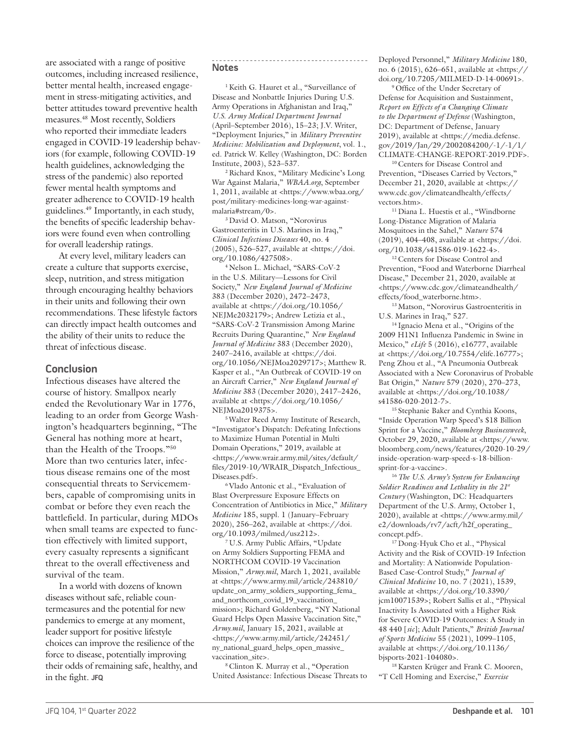are associated with a range of positive outcomes, including increased resilience, better mental health, increased engagement in stress-mitigating activities, and better attitudes toward preventive health measures.[48] Most recently, Soldiers who reported their immediate leaders engaged in COVID-19 leadership behaviors (for example, following COVID-19 health guidelines, acknowledging the stress of the pandemic) also reported fewer mental health symptoms and greater adherence to COVID-19 health guidelines.[49] Importantly, in each study, the benefits of specific leadership behaviors were found even when controlling for overall leadership ratings.

At every level, military leaders can create a culture that supports exercise, sleep, nutrition, and stress mitigation through encouraging healthy behaviors in their units and following their own recommendations. These lifestyle factors can directly impact health outcomes and the ability of their units to reduce the threat of infectious disease.

## Conclusion

Infectious diseases have altered the course of history. Smallpox nearly ended the Revolutionary War in 1776, leading to an order from George Washington's headquarters beginning, "The General has nothing more at heart, than the Health of the Troops."[50] More than two centuries later, infectious disease remains one of the most consequential threats to Servicemembers, capable of compromising units in combat or before they even reach the battlefield. In particular, during MDOs when small teams are expected to function effectively with limited support, every casualty represents a significant threat to the overall effectiveness and survival of the team.

In a world with dozens of known diseases without safe, reliable countermeasures and the potential for new pandemics to emerge at any moment, leader support for positive lifestyle choices can improve the resilience of the force to disease, potentially improving their odds of remaining safe, healthy, and in the fight. **JFQ**

## Notes

[1] Keith G. Hauret et al., "Surveillance of Disease and Nonbattle Injuries During U.S. Army Operations in Afghanistan and Iraq," *U.S. Army Medical Department Journal* (April–September 2016), 15–23; J.V. Writer, "Deployment Injuries," in *Military Preventive Medicine: Mobilization and Deployment*, vol. 1., ed. Patrick W. Kelley (Washington, DC: Borden Institute, 2003), 523–537.

[2] Richard Knox, "Military Medicine's Long War Against Malaria," *WBAA.org*, September 1, 2011, available at <https://www.wbaa.org/post/military-medicines-long-war-against-malaria#stream/0>.

[3] David O. Matson, "Norovirus Gastroenteritis in U.S. Marines in Iraq," *Clinical Infectious Diseases* 40, no. 4 (2005), 526–527, available at <https://doi.org/10.1086/427508>.

[4] Nelson L. Michael, "SARS-CoV-2 in the U.S. Military—Lessons for Civil Society," *New England Journal of Medicine* 383 (December 2020), 2472–2473, available at <https://doi.org/10.1056/NEJMe2032179>; Andrew Letizia et al., "SARS-CoV-2 Transmission Among Marine Recruits During Quarantine," *New England Journal of Medicine* 383 (December 2020), 2407–2416, available at <https://doi.org/10.1056/NEJMoa2029717>; Matthew R. Kasper et al., "An Outbreak of COVID-19 on an Aircraft Carrier," *New England Journal of Medicine* 383 (December 2020), 2417–2426, available at <https://doi.org/10.1056/NEJMoa2019375>.

[5] Walter Reed Army Institute of Research, "Investigator's Dispatch: Defeating Infections to Maximize Human Potential in Multi Domain Operations," 2019, available at <https://www.wrair.army.mil/sites/default/files/2019-10/WRAIR_Dispatch_Infectious_Diseases.pdf>.

[6] Vlado Antonic et al., "Evaluation of Blast Overpressure Exposure Effects on Concentration of Antibiotics in Mice," *Military Medicine* 185, suppl. 1 (January–February 2020), 256–262, available at <https://doi.org/10.1093/milmed/usz212>.

[7] U.S. Army Public Affairs, "Update on Army Soldiers Supporting FEMA and NORTHCOM COVID-19 Vaccination Mission," *Army.mil*, March 1, 2021, available at <https://www.army.mil/article/243810/update_on_army_soldiers_supporting_fema_and_northcom_covid_19_vaccination_mission>; Richard Goldenberg, "NY National Guard Helps Open Massive Vaccination Site," *Army.mil*, January 15, 2021, available at <https://www.army.mil/article/242451/ny_national_guard_helps_open_massive_vaccination_site>.

[8] Clinton K. Murray et al., "Operation United Assistance: Infectious Disease Threats to Deployed Personnel," *Military Medicine* 180, no. 6 (2015), 626–651, available at <https://doi.org/10.7205/MILMED-D-14-00691>.

[9] Office of the Under Secretary of Defense for Acquisition and Sustainment, *Report on Effects of a Changing Climate to the Department of Defense* (Washington, DC: Department of Defense, January 2019), available at <https://media.defense.gov/2019/Jan/29/2002084200/-1/-1/1/CLIMATE-CHANGE-REPORT-2019.PDF>.

[10] Centers for Disease Control and Prevention, "Diseases Carried by Vectors," December 21, 2020, available at <https://www.cdc.gov/climateandhealth/effects/vectors.htm>.

[11] Diana L. Huestis et al., "Windborne Long-Distance Migration of Malaria Mosquitoes in the Sahel," *Nature* 574 (2019), 404–408, available at <https://doi.org/10.1038/s41586-019-1622-4>.

[12] Centers for Disease Control and Prevention, "Food and Waterborne Diarrheal Disease," December 21, 2020, available at <https://www.cdc.gov/climateandhealth/effects/food_waterborne.htm>.

[13] Matson, "Norovirus Gastroenteritis in U.S. Marines in Iraq," 527.

[14] Ignacio Mena et al., "Origins of the 2009 H1N1 Influenza Pandemic in Swine in Mexico," *eLife* 5 (2016), e16777, available at <https://doi.org/10.7554/elife.16777>; Peng Zhou et al., "A Pneumonia Outbreak Associated with a New Coronavirus of Probable Bat Origin," *Nature* 579 (2020), 270–273, available at <https://doi.org/10.1038/s41586-020-2012-7>.

[15] Stephanie Baker and Cynthia Koons, "Inside Operation Warp Speed's $18 Billion Sprint for a Vaccine," *Bloomberg Businessweek*, October 29, 2020, available at <https://www.bloomberg.com/news/features/2020-10-29/inside-operation-warp-speed-s-18-billion-sprint-for-a-vaccine>.

[16] *The U.S. Army's System for Enhancing Soldier Readiness and Lethality in the 21st Century* (Washington, DC: Headquarters Department of the U.S. Army, October 1, 2020), available at <https://www.army.mil/e2/downloads/rv7/acft/h2f_operating_concept.pdf>.

[17] Dong-Hyuk Cho et al., "Physical Activity and the Risk of COVID-19 Infection and Mortality: A Nationwide Population-Based Case-Control Study," *Journal of Clinical Medicine* 10, no. 7 (2021), 1539, available at <https://doi.org/10.3390/jcm10071539>; Robert Sallis et al., "Physical Inactivity Is Associated with a Higher Risk for Severe COVID-19 Outcomes: A Study in 48 440 [*sic*]; Adult Patients," *British Journal of Sports Medicine* 55 (2021), 1099–1105, available at <https://doi.org/10.1136/bjsports-2021-104080>.

[18] Karsten Krüger and Frank C. Mooren, "T Cell Homing and Exercise," *Exercise*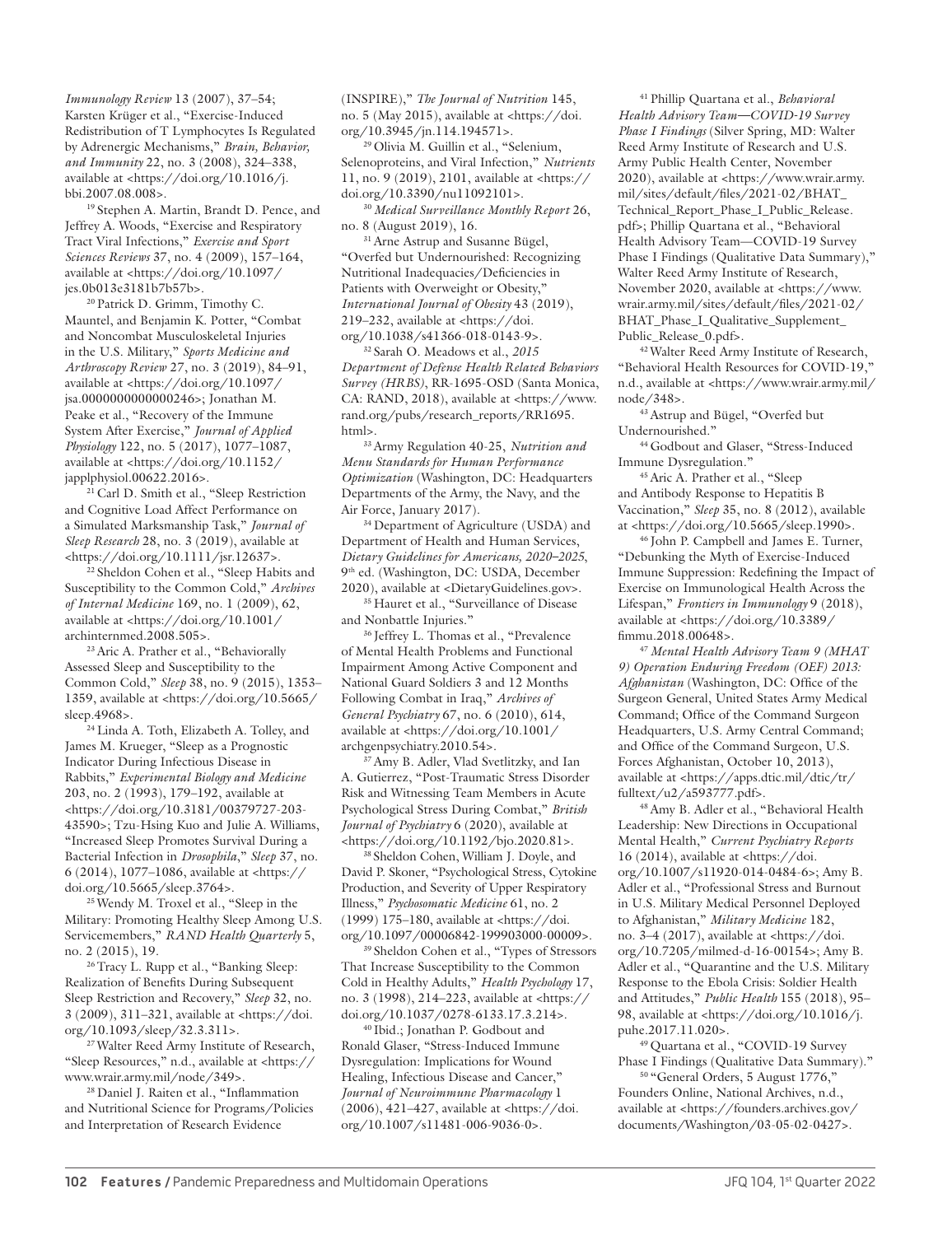*Immunology Review* 13 (2007), 37–54; Karsten Krüger et al., "Exercise-Induced Redistribution of T Lymphocytes Is Regulated by Adrenergic Mechanisms," *Brain, Behavior, and Immunity* 22, no. 3 (2008), 324–338, available at <https://doi.org/10.1016/j.bbi.2007.08.008>.

[19] Stephen A. Martin, Brandt D. Pence, and Jeffrey A. Woods, "Exercise and Respiratory Tract Viral Infections," *Exercise and Sport Sciences Reviews* 37, no. 4 (2009), 157–164, available at <https://doi.org/10.1097/jes.0b013e3181b7b57b>.

[20] Patrick D. Grimm, Timothy C. Mauntel, and Benjamin K. Potter, "Combat and Noncombat Musculoskeletal Injuries in the U.S. Military," *Sports Medicine and Arthroscopy Review* 27, no. 3 (2019), 84–91, available at <https://doi.org/10.1097/jsa.0000000000000246>; Jonathan M. Peake et al., "Recovery of the Immune System After Exercise," *Journal of Applied Physiology* 122, no. 5 (2017), 1077–1087, available at <https://doi.org/10.1152/japplphysiol.00622.2016>.

[21] Carl D. Smith et al., "Sleep Restriction and Cognitive Load Affect Performance on a Simulated Marksmanship Task," *Journal of Sleep Research* 28, no. 3 (2019), available at <https://doi.org/10.1111/jsr.12637>.

[22] Sheldon Cohen et al., "Sleep Habits and Susceptibility to the Common Cold," *Archives of Internal Medicine* 169, no. 1 (2009), 62, available at <https://doi.org/10.1001/archinternmed.2008.505>.

[23] Aric A. Prather et al., "Behaviorally Assessed Sleep and Susceptibility to the Common Cold," *Sleep* 38, no. 9 (2015), 1353–1359, available at <https://doi.org/10.5665/sleep.4968>.

[24] Linda A. Toth, Elizabeth A. Tolley, and James M. Krueger, "Sleep as a Prognostic Indicator During Infectious Disease in Rabbits," *Experimental Biology and Medicine* 203, no. 2 (1993), 179–192, available at <https://doi.org/10.3181/00379727-203-43590>; Tzu-Hsing Kuo and Julie A. Williams, "Increased Sleep Promotes Survival During a Bacterial Infection in *Drosophila*," *Sleep* 37, no. 6 (2014), 1077–1086, available at <https://doi.org/10.5665/sleep.3764>.

[25] Wendy M. Troxel et al., "Sleep in the Military: Promoting Healthy Sleep Among U.S. Servicemembers," *RAND Health Quarterly* 5, no. 2 (2015), 19.

[26] Tracy L. Rupp et al., "Banking Sleep: Realization of Benefits During Subsequent Sleep Restriction and Recovery," *Sleep* 32, no. 3 (2009), 311–321, available at <https://doi.org/10.1093/sleep/32.3.311>.

[27] Walter Reed Army Institute of Research, "Sleep Resources," n.d., available at <https://www.wrair.army.mil/node/349>.

[28] Daniel J. Raiten et al., "Inflammation and Nutritional Science for Programs/Policies and Interpretation of Research Evidence (INSPIRE)," *The Journal of Nutrition* 145, no. 5 (May 2015), available at <https://doi.org/10.3945/jn.114.194571>.

[29] Olivia M. Guillin et al., "Selenium, Selenoproteins, and Viral Infection," *Nutrients* 11, no. 9 (2019), 2101, available at <https://doi.org/10.3390/nu11092101>.

[30] *Medical Surveillance Monthly Report* 26, no. 8 (August 2019), 16.

[31] Arne Astrup and Susanne Bügel, "Overfed but Undernourished: Recognizing Nutritional Inadequacies/Deficiencies in Patients with Overweight or Obesity," *International Journal of Obesity* 43 (2019), 219–232, available at <https://doi.org/10.1038/s41366-018-0143-9>.

[32] Sarah O. Meadows et al., *2015 Department of Defense Health Related Behaviors Survey (HRBS)*, RR-1695-OSD (Santa Monica, CA: RAND, 2018), available at <https://www.rand.org/pubs/research_reports/RR1695.html>.

[33] Army Regulation 40-25, *Nutrition and Menu Standards for Human Performance Optimization* (Washington, DC: Headquarters Departments of the Army, the Navy, and the Air Force, January 2017).

[34] Department of Agriculture (USDA) and Department of Health and Human Services, *Dietary Guidelines for Americans, 2020–2025*, 9th ed. (Washington, DC: USDA, December 2020), available at <DietaryGuidelines.gov>.

[35] Hauret et al., "Surveillance of Disease and Nonbattle Injuries."

[36] Jeffrey L. Thomas et al., "Prevalence of Mental Health Problems and Functional Impairment Among Active Component and National Guard Soldiers 3 and 12 Months Following Combat in Iraq," *Archives of General Psychiatry* 67, no. 6 (2010), 614, available at <https://doi.org/10.1001/archgenpsychiatry.2010.54>.

[37] Amy B. Adler, Vlad Svetlitzky, and Ian A. Gutierrez, "Post-Traumatic Stress Disorder Risk and Witnessing Team Members in Acute Psychological Stress During Combat," *British Journal of Psychiatry* 6 (2020), available at <https://doi.org/10.1192/bjo.2020.81>.

[38] Sheldon Cohen, William J. Doyle, and David P. Skoner, "Psychological Stress, Cytokine Production, and Severity of Upper Respiratory Illness," *Psychosomatic Medicine* 61, no. 2 (1999) 175–180, available at <https://doi.org/10.1097/00006842-199903000-00009>.

[39] Sheldon Cohen et al., "Types of Stressors That Increase Susceptibility to the Common Cold in Healthy Adults," *Health Psychology* 17, no. 3 (1998), 214–223, available at <https://doi.org/10.1037/0278-6133.17.3.214>.

[40] Ibid.; Jonathan P. Godbout and Ronald Glaser, "Stress-Induced Immune Dysregulation: Implications for Wound Healing, Infectious Disease and Cancer," *Journal of Neuroimmune Pharmacology* 1 (2006), 421–427, available at <https://doi.org/10.1007/s11481-006-9036-0>.

[41] Phillip Quartana et al., *Behavioral Health Advisory Team—COVID-19 Survey Phase I Findings* (Silver Spring, MD: Walter Reed Army Institute of Research and U.S. Army Public Health Center, November 2020), available at <https://www.wrair.army.mil/sites/default/files/2021-02/BHAT_Technical_Report_Phase_I_Public_Release.pdf>; Phillip Quartana et al., "Behavioral Health Advisory Team—COVID-19 Survey Phase I Findings (Qualitative Data Summary)," Walter Reed Army Institute of Research, November 2020, available at <https://www.wrair.army.mil/sites/default/files/2021-02/BHAT_Phase_I_Qualitative_Supplement_Public_Release_0.pdf>.

[42] Walter Reed Army Institute of Research, "Behavioral Health Resources for COVID-19," n.d., available at <https://www.wrair.army.mil/node/348>.

[43] Astrup and Bügel, "Overfed but Undernourished."

[44] Godbout and Glaser, "Stress-Induced Immune Dysregulation."

[45] Aric A. Prather et al., "Sleep and Antibody Response to Hepatitis B Vaccination," *Sleep* 35, no. 8 (2012), available at <https://doi.org/10.5665/sleep.1990>.

[46] John P. Campbell and James E. Turner, "Debunking the Myth of Exercise-Induced Immune Suppression: Redefining the Impact of Exercise on Immunological Health Across the Lifespan," *Frontiers in Immunology* 9 (2018), available at <https://doi.org/10.3389/fimmu.2018.00648>.

[47] *Mental Health Advisory Team 9 (MHAT 9) Operation Enduring Freedom (OEF) 2013: Afghanistan* (Washington, DC: Office of the Surgeon General, United States Army Medical Command; Office of the Command Surgeon Headquarters, U.S. Army Central Command; and Office of the Command Surgeon, U.S. Forces Afghanistan, October 10, 2013), available at <https://apps.dtic.mil/dtic/tr/fulltext/u2/a593777.pdf>.

[48] Amy B. Adler et al., "Behavioral Health Leadership: New Directions in Occupational Mental Health," *Current Psychiatry Reports* 16 (2014), available at <https://doi.org/10.1007/s11920-014-0484-6>; Amy B. Adler et al., "Professional Stress and Burnout in U.S. Military Medical Personnel Deployed to Afghanistan," *Military Medicine* 182, no. 3–4 (2017), available at <https://doi.org/10.7205/milmed-d-16-00154>; Amy B. Adler et al., "Quarantine and the U.S. Military Response to the Ebola Crisis: Soldier Health and Attitudes," *Public Health* 155 (2018), 95–98, available at <https://doi.org/10.1016/j.puhe.2017.11.020>.

[49] Quartana et al., "COVID-19 Survey Phase I Findings (Qualitative Data Summary)."

[50] "General Orders, 5 August 1776," Founders Online, National Archives, n.d., available at <https://founders.archives.gov/documents/Washington/03-05-02-0427>.